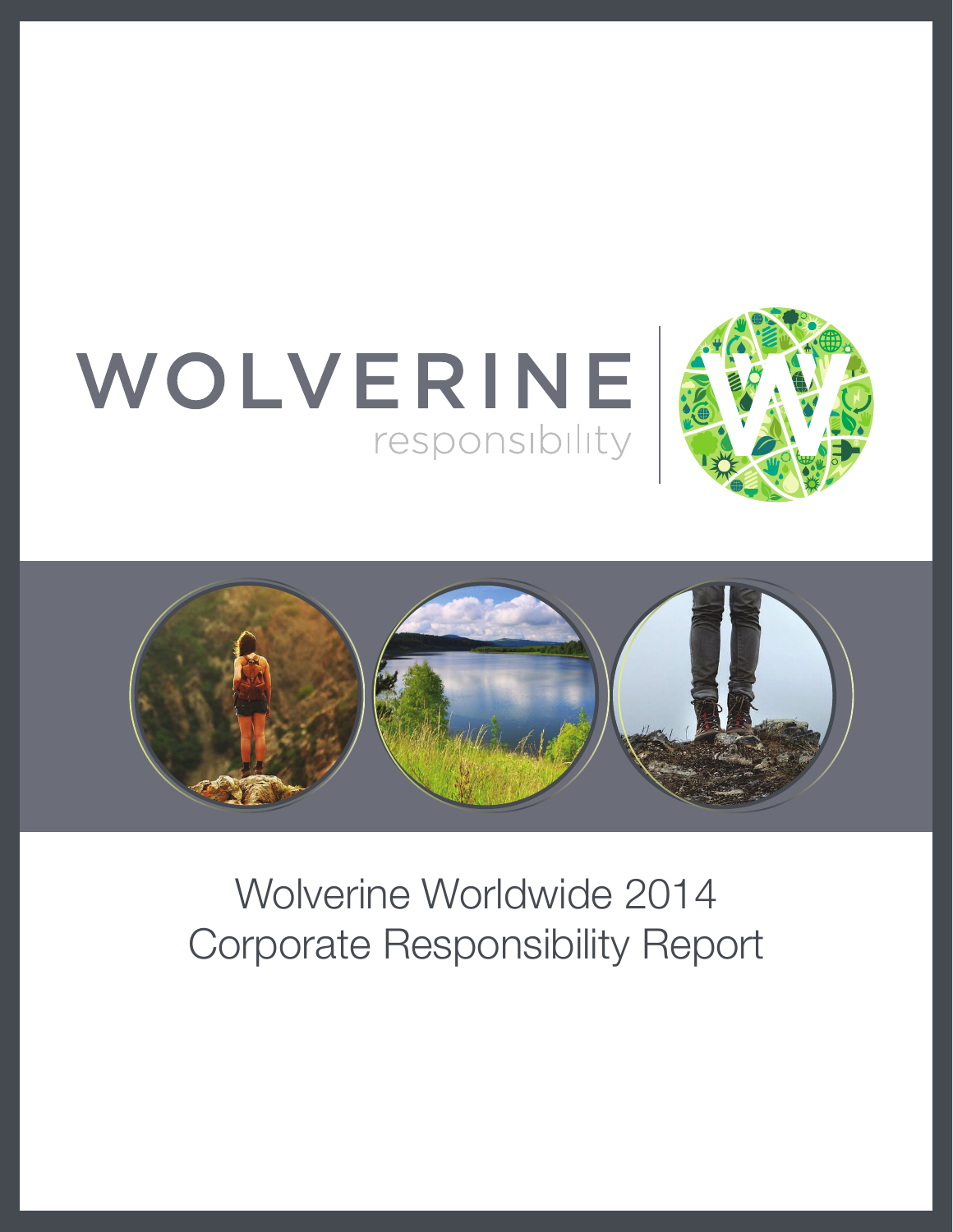WOLVERINE
responsibility

# Wolverine Worldwide 2014 Corporate Responsibility Report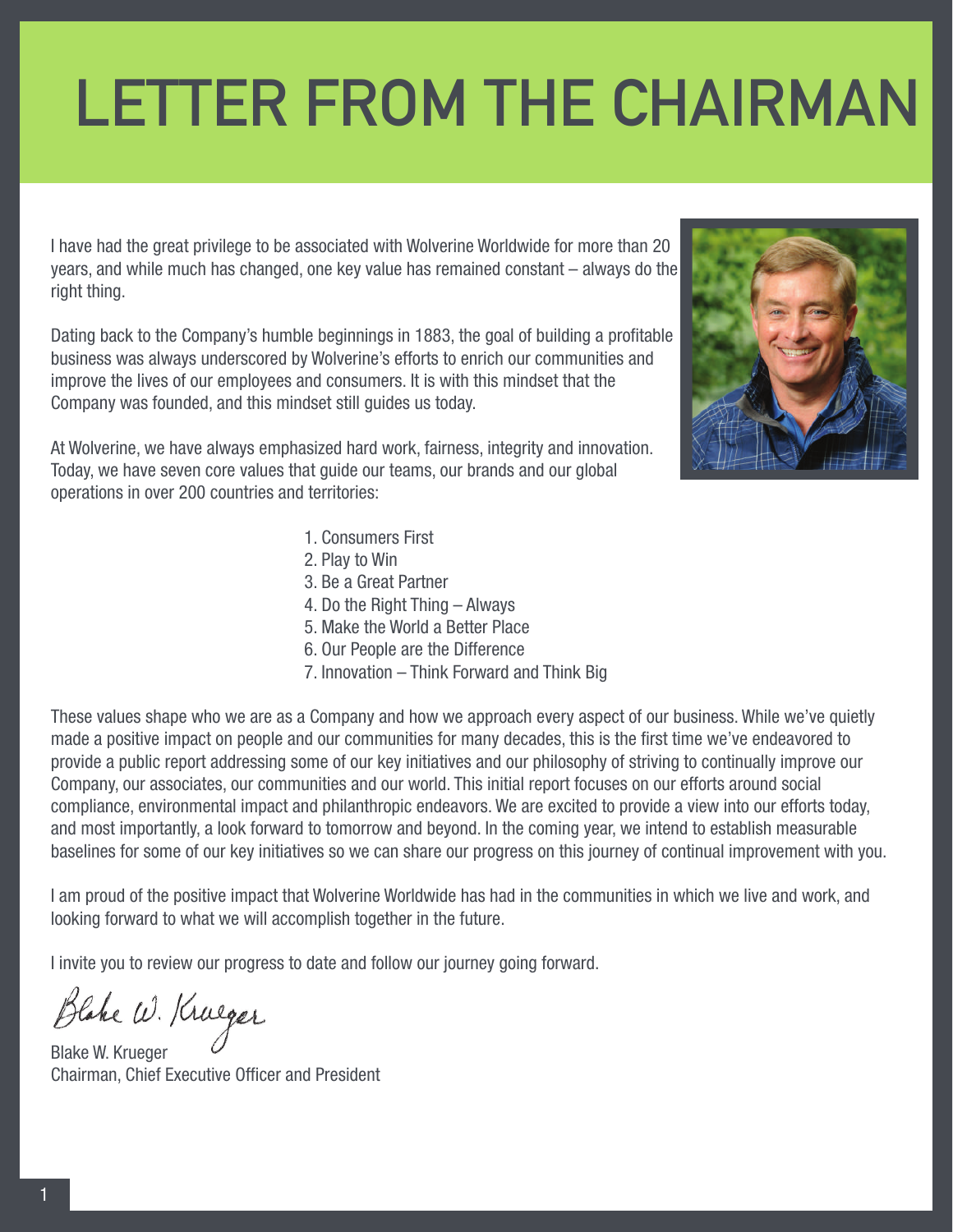# LETTER FROM THE CHAIRMAN

I have had the great privilege to be associated with Wolverine Worldwide for more than 20 years, and while much has changed, one key value has remained constant – always do the right thing.

Dating back to the Company's humble beginnings in 1883, the goal of building a profitable business was always underscored by Wolverine's efforts to enrich our communities and improve the lives of our employees and consumers. It is with this mindset that the Company was founded, and this mindset still guides us today.

At Wolverine, we have always emphasized hard work, fairness, integrity and innovation. Today, we have seven core values that guide our teams, our brands and our global operations in over 200 countries and territories:

1. Consumers First
2. Play to Win
3. Be a Great Partner
4. Do the Right Thing – Always
5. Make the World a Better Place
6. Our People are the Difference
7. Innovation – Think Forward and Think Big

These values shape who we are as a Company and how we approach every aspect of our business. While we've quietly made a positive impact on people and our communities for many decades, this is the first time we've endeavored to provide a public report addressing some of our key initiatives and our philosophy of striving to continually improve our Company, our associates, our communities and our world. This initial report focuses on our efforts around social compliance, environmental impact and philanthropic endeavors. We are excited to provide a view into our efforts today, and most importantly, a look forward to tomorrow and beyond. In the coming year, we intend to establish measurable baselines for some of our key initiatives so we can share our progress on this journey of continual improvement with you.

I am proud of the positive impact that Wolverine Worldwide has had in the communities in which we live and work, and looking forward to what we will accomplish together in the future.

I invite you to review our progress to date and follow our journey going forward.

Blake W. Krueger

Blake W. Krueger
Chairman, Chief Executive Officer and President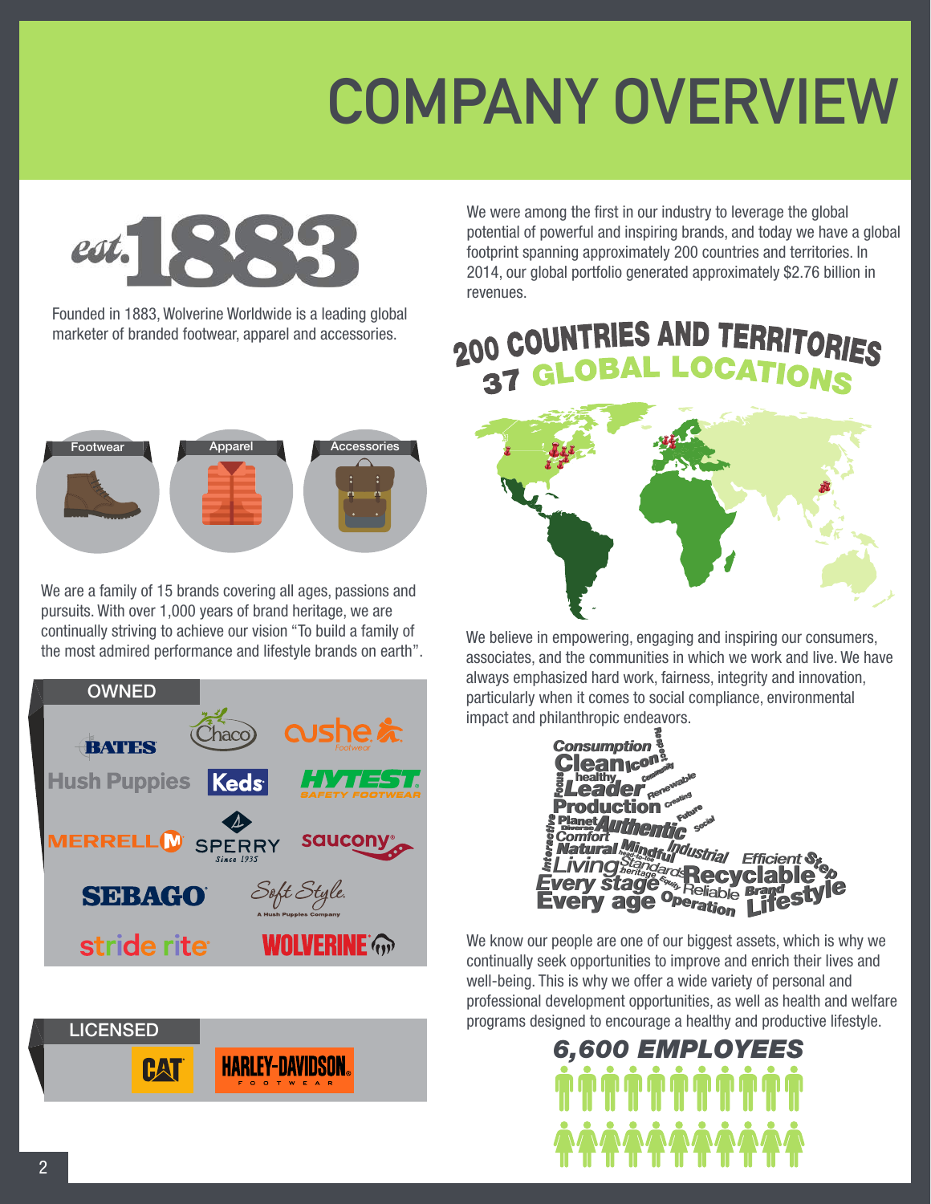# COMPANY OVERVIEW

est.1883

Founded in 1883, Wolverine Worldwide is a leading global marketer of branded footwear, apparel and accessories.

Footwear | Apparel | Accessories

We are a family of 15 brands covering all ages, passions and pursuits. With over 1,000 years of brand heritage, we are continually striving to achieve our vision "To build a family of the most admired performance and lifestyle brands on earth".

## OWNED

- Bates
- Chaco
- Cushe
- Hush Puppies
- Keds
- HyTest Safety Footwear
- Merrell
- Sperry
- Saucony
- Sebago
- Soft Style
- Stride Rite
- Wolverine

## LICENSED

- CAT
- Harley-Davidson Footwear

We were among the first in our industry to leverage the global potential of powerful and inspiring brands, and today we have a global footprint spanning approximately 200 countries and territories. In 2014, our global portfolio generated approximately $2.76 billion in revenues.

## 200 COUNTRIES AND TERRITORIES
## 37 GLOBAL LOCATIONS

We believe in empowering, engaging and inspiring our consumers, associates, and the communities in which we work and live. We have always emphasized hard work, fairness, integrity and innovation, particularly when it comes to social compliance, environmental impact and philanthropic endeavors.

We know our people are one of our biggest assets, which is why we continually seek opportunities to improve and enrich their lives and well-being. This is why we offer a wide variety of personal and professional development opportunities, as well as health and welfare programs designed to encourage a healthy and productive lifestyle.

## 6,600 EMPLOYEES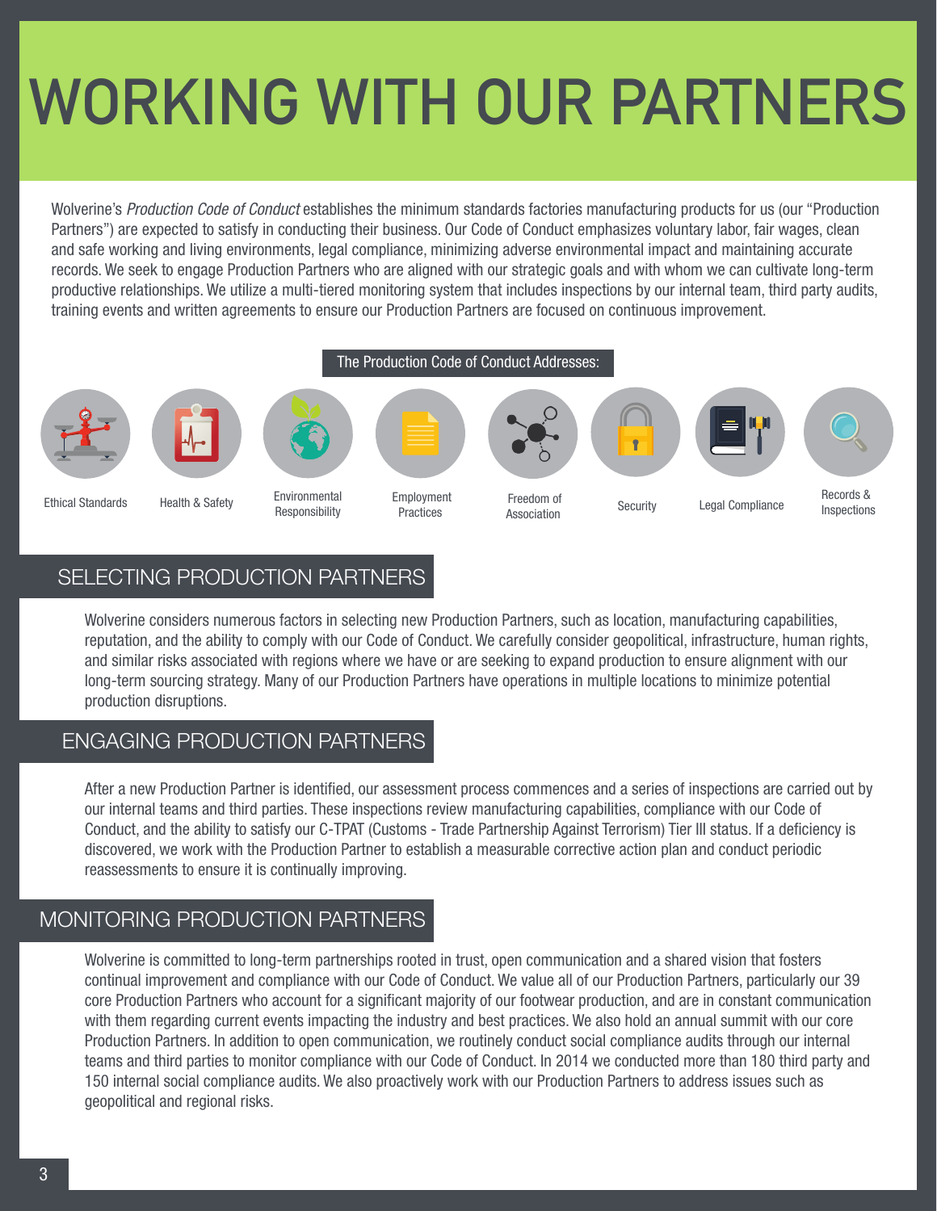# WORKING WITH OUR PARTNERS

Wolverine's *Production Code of Conduct* establishes the minimum standards factories manufacturing products for us (our "Production Partners") are expected to satisfy in conducting their business. Our Code of Conduct emphasizes voluntary labor, fair wages, clean and safe working and living environments, legal compliance, minimizing adverse environmental impact and maintaining accurate records. We seek to engage Production Partners who are aligned with our strategic goals and with whom we can cultivate long-term productive relationships. We utilize a multi-tiered monitoring system that includes inspections by our internal team, third party audits, training events and written agreements to ensure our Production Partners are focused on continuous improvement.

The Production Code of Conduct Addresses:

- Ethical Standards
- Health & Safety
- Environmental Responsibility
- Employment Practices
- Freedom of Association
- Security
- Legal Compliance
- Records & Inspections

## SELECTING PRODUCTION PARTNERS

Wolverine considers numerous factors in selecting new Production Partners, such as location, manufacturing capabilities, reputation, and the ability to comply with our Code of Conduct. We carefully consider geopolitical, infrastructure, human rights, and similar risks associated with regions where we have or are seeking to expand production to ensure alignment with our long-term sourcing strategy. Many of our Production Partners have operations in multiple locations to minimize potential production disruptions.

## ENGAGING PRODUCTION PARTNERS

After a new Production Partner is identified, our assessment process commences and a series of inspections are carried out by our internal teams and third parties. These inspections review manufacturing capabilities, compliance with our Code of Conduct, and the ability to satisfy our C-TPAT (Customs - Trade Partnership Against Terrorism) Tier III status. If a deficiency is discovered, we work with the Production Partner to establish a measurable corrective action plan and conduct periodic reassessments to ensure it is continually improving.

## MONITORING PRODUCTION PARTNERS

Wolverine is committed to long-term partnerships rooted in trust, open communication and a shared vision that fosters continual improvement and compliance with our Code of Conduct. We value all of our Production Partners, particularly our 39 core Production Partners who account for a significant majority of our footwear production, and are in constant communication with them regarding current events impacting the industry and best practices. We also hold an annual summit with our core Production Partners. In addition to open communication, we routinely conduct social compliance audits through our internal teams and third parties to monitor compliance with our Code of Conduct. In 2014 we conducted more than 180 third party and 150 internal social compliance audits. We also proactively work with our Production Partners to address issues such as geopolitical and regional risks.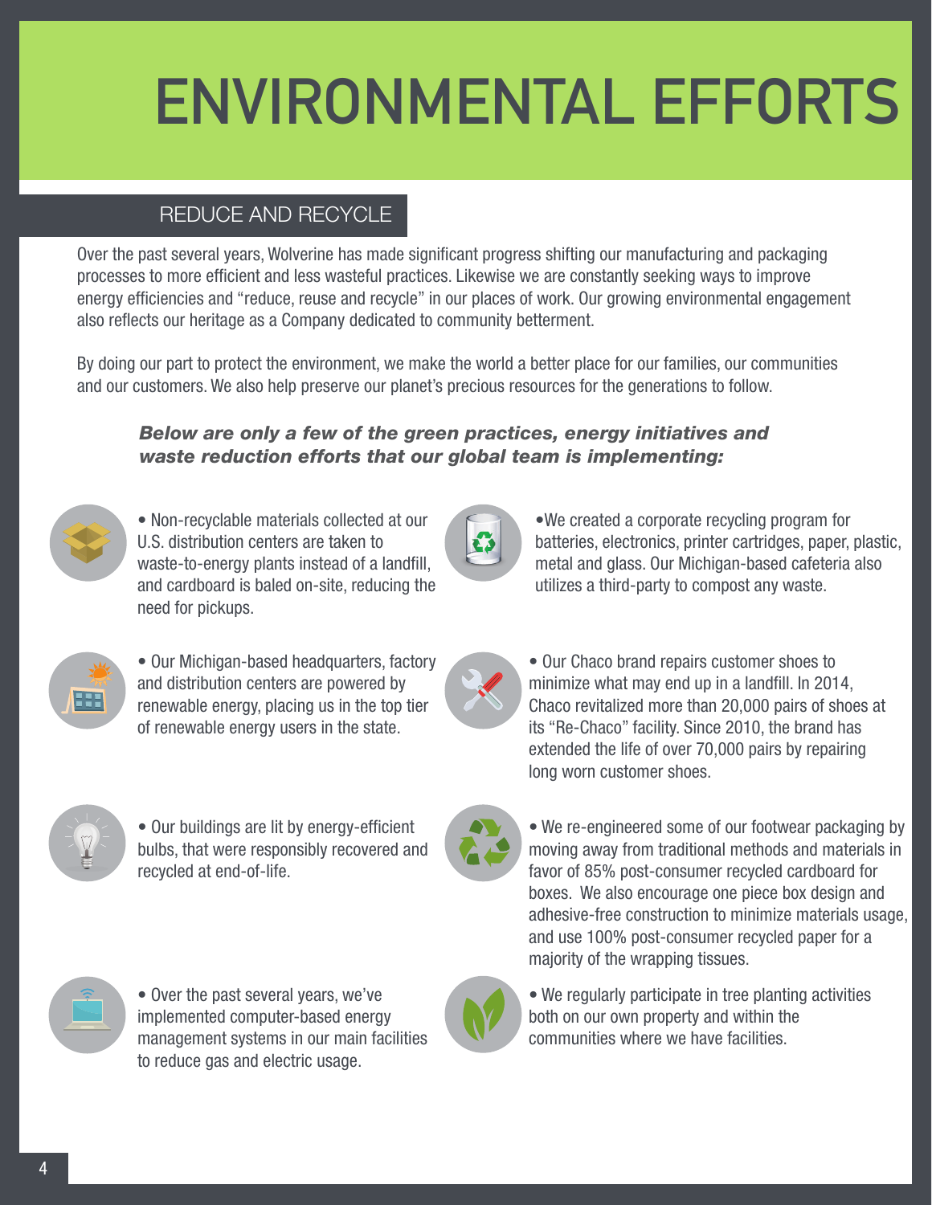# ENVIRONMENTAL EFFORTS

## REDUCE AND RECYCLE

Over the past several years, Wolverine has made significant progress shifting our manufacturing and packaging processes to more efficient and less wasteful practices. Likewise we are constantly seeking ways to improve energy efficiencies and "reduce, reuse and recycle" in our places of work. Our growing environmental engagement also reflects our heritage as a Company dedicated to community betterment.

By doing our part to protect the environment, we make the world a better place for our families, our communities and our customers. We also help preserve our planet's precious resources for the generations to follow.

***Below are only a few of the green practices, energy initiatives and waste reduction efforts that our global team is implementing:***

- Non-recyclable materials collected at our U.S. distribution centers are taken to waste-to-energy plants instead of a landfill, and cardboard is baled on-site, reducing the need for pickups.
- Our Michigan-based headquarters, factory and distribution centers are powered by renewable energy, placing us in the top tier of renewable energy users in the state.
- Our buildings are lit by energy-efficient bulbs, that were responsibly recovered and recycled at end-of-life.
- Over the past several years, we've implemented computer-based energy management systems in our main facilities to reduce gas and electric usage.
- We created a corporate recycling program for batteries, electronics, printer cartridges, paper, plastic, metal and glass. Our Michigan-based cafeteria also utilizes a third-party to compost any waste.
- Our Chaco brand repairs customer shoes to minimize what may end up in a landfill. In 2014, Chaco revitalized more than 20,000 pairs of shoes at its "Re-Chaco" facility. Since 2010, the brand has extended the life of over 70,000 pairs by repairing long worn customer shoes.
- We re-engineered some of our footwear packaging by moving away from traditional methods and materials in favor of 85% post-consumer recycled cardboard for boxes. We also encourage one piece box design and adhesive-free construction to minimize materials usage, and use 100% post-consumer recycled paper for a majority of the wrapping tissues.
- We regularly participate in tree planting activities both on our own property and within the communities where we have facilities.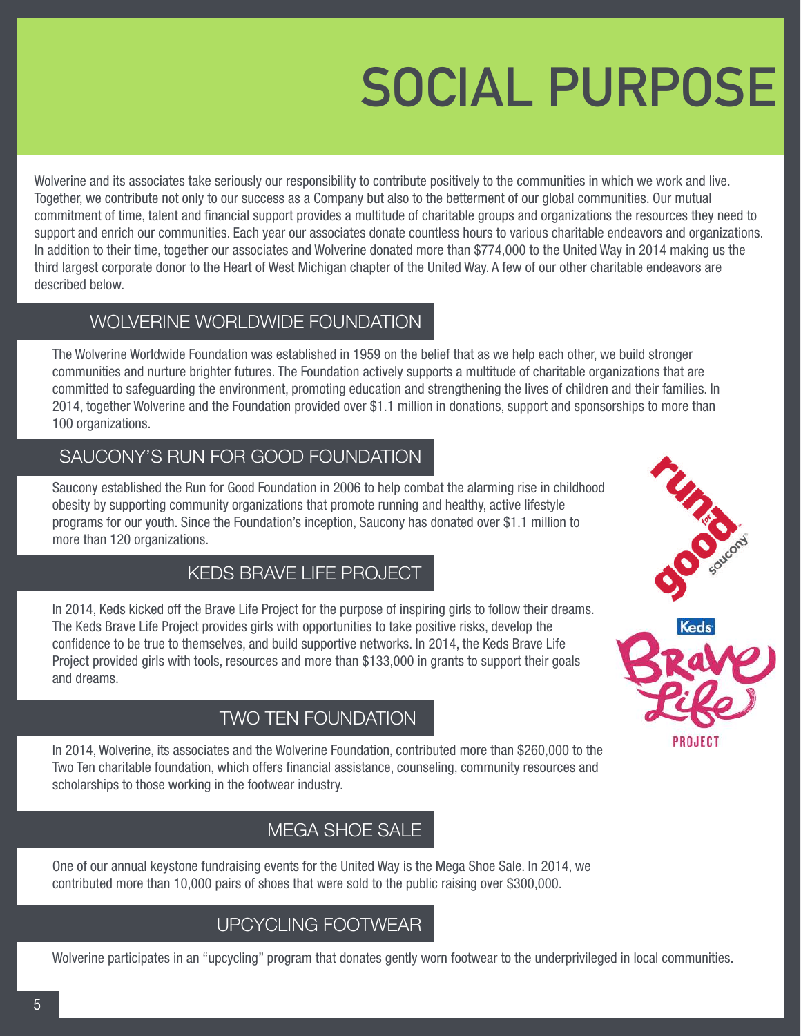# SOCIAL PURPOSE

Wolverine and its associates take seriously our responsibility to contribute positively to the communities in which we work and live. Together, we contribute not only to our success as a Company but also to the betterment of our global communities. Our mutual commitment of time, talent and financial support provides a multitude of charitable groups and organizations the resources they need to support and enrich our communities. Each year our associates donate countless hours to various charitable endeavors and organizations. In addition to their time, together our associates and Wolverine donated more than $774,000 to the United Way in 2014 making us the third largest corporate donor to the Heart of West Michigan chapter of the United Way. A few of our other charitable endeavors are described below.

## WOLVERINE WORLDWIDE FOUNDATION

The Wolverine Worldwide Foundation was established in 1959 on the belief that as we help each other, we build stronger communities and nurture brighter futures. The Foundation actively supports a multitude of charitable organizations that are committed to safeguarding the environment, promoting education and strengthening the lives of children and their families. In 2014, together Wolverine and the Foundation provided over $1.1 million in donations, support and sponsorships to more than 100 organizations.

## SAUCONY'S RUN FOR GOOD FOUNDATION

Saucony established the Run for Good Foundation in 2006 to help combat the alarming rise in childhood obesity by supporting community organizations that promote running and healthy, active lifestyle programs for our youth. Since the Foundation's inception, Saucony has donated over $1.1 million to more than 120 organizations.

## KEDS BRAVE LIFE PROJECT

In 2014, Keds kicked off the Brave Life Project for the purpose of inspiring girls to follow their dreams. The Keds Brave Life Project provides girls with opportunities to take positive risks, develop the confidence to be true to themselves, and build supportive networks. In 2014, the Keds Brave Life Project provided girls with tools, resources and more than $133,000 in grants to support their goals and dreams.

## TWO TEN FOUNDATION

In 2014, Wolverine, its associates and the Wolverine Foundation, contributed more than $260,000 to the Two Ten charitable foundation, which offers financial assistance, counseling, community resources and scholarships to those working in the footwear industry.

## MEGA SHOE SALE

One of our annual keystone fundraising events for the United Way is the Mega Shoe Sale. In 2014, we contributed more than 10,000 pairs of shoes that were sold to the public raising over $300,000.

## UPCYCLING FOOTWEAR

Wolverine participates in an "upcycling" program that donates gently worn footwear to the underprivileged in local communities.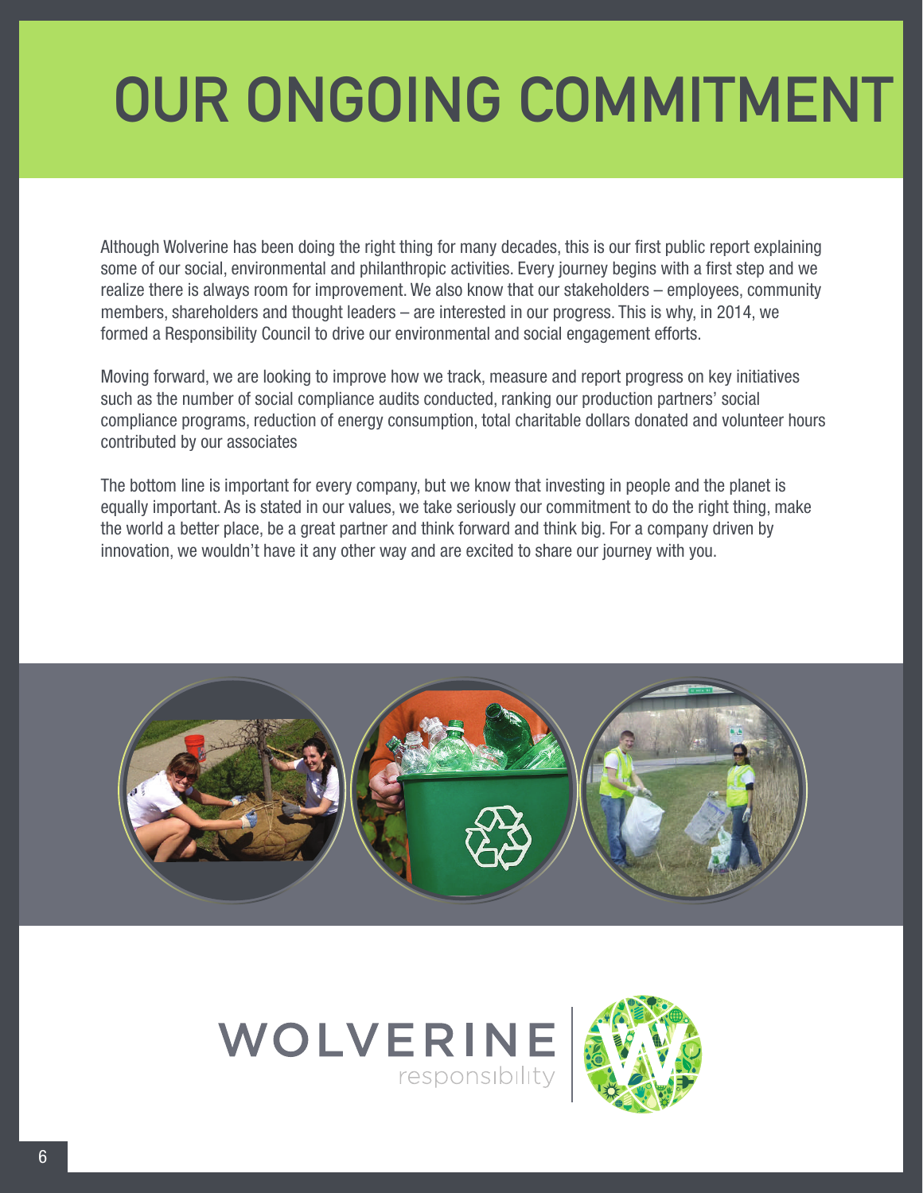# OUR ONGOING COMMITMENT

Although Wolverine has been doing the right thing for many decades, this is our first public report explaining some of our social, environmental and philanthropic activities. Every journey begins with a first step and we realize there is always room for improvement. We also know that our stakeholders – employees, community members, shareholders and thought leaders – are interested in our progress. This is why, in 2014, we formed a Responsibility Council to drive our environmental and social engagement efforts.

Moving forward, we are looking to improve how we track, measure and report progress on key initiatives such as the number of social compliance audits conducted, ranking our production partners' social compliance programs, reduction of energy consumption, total charitable dollars donated and volunteer hours contributed by our associates

The bottom line is important for every company, but we know that investing in people and the planet is equally important. As is stated in our values, we take seriously our commitment to do the right thing, make the world a better place, be a great partner and think forward and think big. For a company driven by innovation, we wouldn't have it any other way and are excited to share our journey with you.

WOLVERINE responsibility